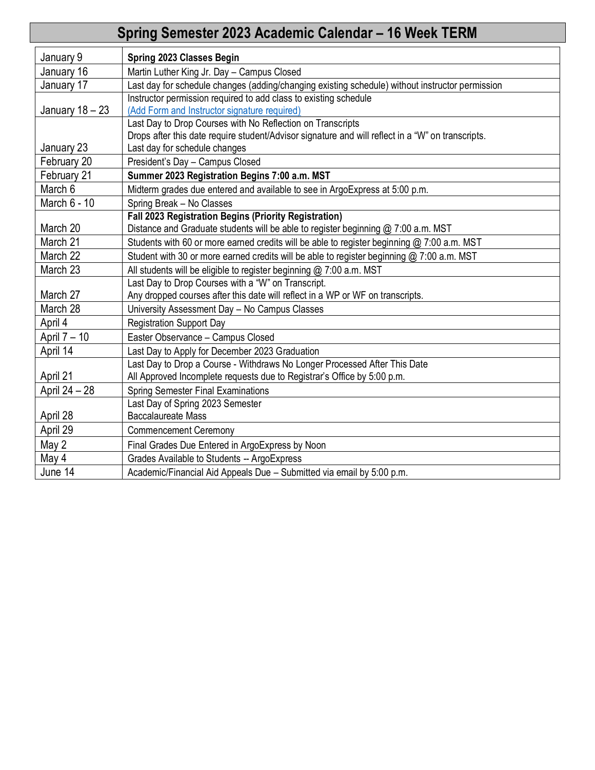# Spring Semester 2023 Academic Calendar – 16 Week TERM

| Date | Event |
|---|---|
| January 9 | **Spring 2023 Classes Begin** |
| January 16 | Martin Luther King Jr. Day – Campus Closed |
| January 17 | Last day for schedule changes (adding/changing existing schedule) without instructor permission |
| January 18 – 23 | Instructor permission required to add class to existing schedule<br>(Add Form and Instructor signature required) |
| January 23 | Last Day to Drop Courses with No Reflection on Transcripts<br>Drops after this date require student/Advisor signature and will reflect in a "W" on transcripts.<br>Last day for schedule changes |
| February 20 | President's Day – Campus Closed |
| February 21 | **Summer 2023 Registration Begins 7:00 a.m. MST** |
| March 6 | Midterm grades due entered and available to see in ArgoExpress at 5:00 p.m. |
| March 6 - 10 | Spring Break – No Classes |
| March 20 | **Fall 2023 Registration Begins (Priority Registration)**<br>Distance and Graduate students will be able to register beginning @ 7:00 a.m. MST |
| March 21 | Students with 60 or more earned credits will be able to register beginning @ 7:00 a.m. MST |
| March 22 | Student with 30 or more earned credits will be able to register beginning @ 7:00 a.m. MST |
| March 23 | All students will be eligible to register beginning @ 7:00 a.m. MST |
| March 27 | Last Day to Drop Courses with a "W" on Transcript.<br>Any dropped courses after this date will reflect in a WP or WF on transcripts. |
| March 28 | University Assessment Day – No Campus Classes |
| April 4 | Registration Support Day |
| April 7 – 10 | Easter Observance – Campus Closed |
| April 14 | Last Day to Apply for December 2023 Graduation |
| April 21 | Last Day to Drop a Course - Withdraws No Longer Processed After This Date<br>All Approved Incomplete requests due to Registrar's Office by 5:00 p.m. |
| April 24 – 28 | Spring Semester Final Examinations |
| April 28 | Last Day of Spring 2023 Semester<br>Baccalaureate Mass |
| April 29 | Commencement Ceremony |
| May 2 | Final Grades Due Entered in ArgoExpress by Noon |
| May 4 | Grades Available to Students -- ArgoExpress |
| June 14 | Academic/Financial Aid Appeals Due – Submitted via email by 5:00 p.m. |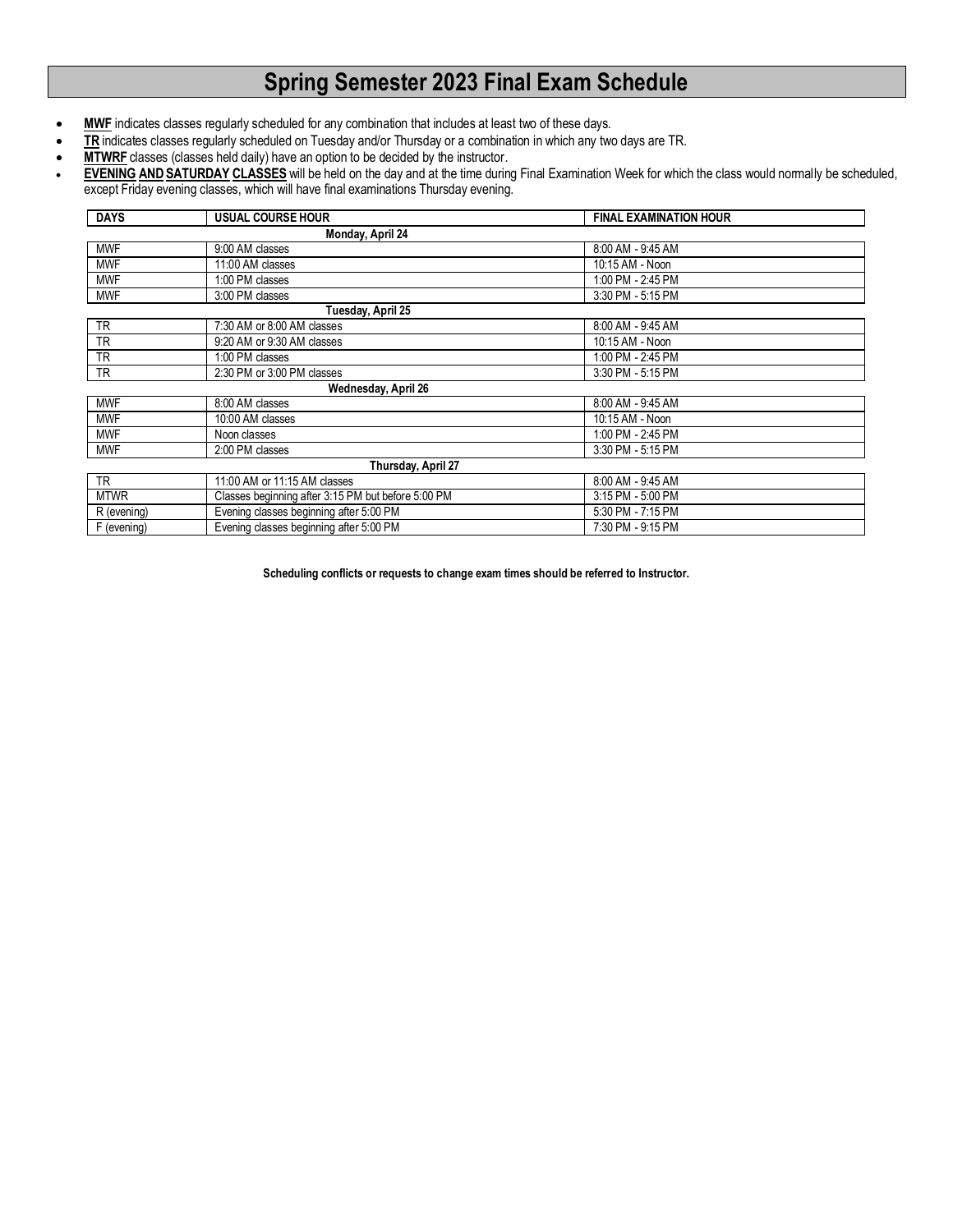# Spring Semester 2023 Final Exam Schedule

- **MWF** indicates classes regularly scheduled for any combination that includes at least two of these days.
- **TR** indicates classes regularly scheduled on Tuesday and/or Thursday or a combination in which any two days are TR.
- **MTWRF** classes (classes held daily) have an option to be decided by the instructor.
- **EVENING AND SATURDAY CLASSES** will be held on the day and at the time during Final Examination Week for which the class would normally be scheduled, except Friday evening classes, which will have final examinations Thursday evening.

| DAYS | USUAL COURSE HOUR | FINAL EXAMINATION HOUR |
|---|---|---|
| | **Monday, April 24** | |
| MWF | 9:00 AM classes | 8:00 AM - 9:45 AM |
| MWF | 11:00 AM classes | 10:15 AM - Noon |
| MWF | 1:00 PM classes | 1:00 PM - 2:45 PM |
| MWF | 3:00 PM classes | 3:30 PM - 5:15 PM |
| | **Tuesday, April 25** | |
| TR | 7:30 AM or 8:00 AM classes | 8:00 AM - 9:45 AM |
| TR | 9:20 AM or 9:30 AM classes | 10:15 AM - Noon |
| TR | 1:00 PM classes | 1:00 PM - 2:45 PM |
| TR | 2:30 PM or 3:00 PM classes | 3:30 PM - 5:15 PM |
| | **Wednesday, April 26** | |
| MWF | 8:00 AM classes | 8:00 AM - 9:45 AM |
| MWF | 10:00 AM classes | 10:15 AM - Noon |
| MWF | Noon classes | 1:00 PM - 2:45 PM |
| MWF | 2:00 PM classes | 3:30 PM - 5:15 PM |
| | **Thursday, April 27** | |
| TR | 11:00 AM or 11:15 AM classes | 8:00 AM - 9:45 AM |
| MTWR | Classes beginning after 3:15 PM but before 5:00 PM | 3:15 PM - 5:00 PM |
| R (evening) | Evening classes beginning after 5:00 PM | 5:30 PM - 7:15 PM |
| F (evening) | Evening classes beginning after 5:00 PM | 7:30 PM - 9:15 PM |

**Scheduling conflicts or requests to change exam times should be referred to Instructor.**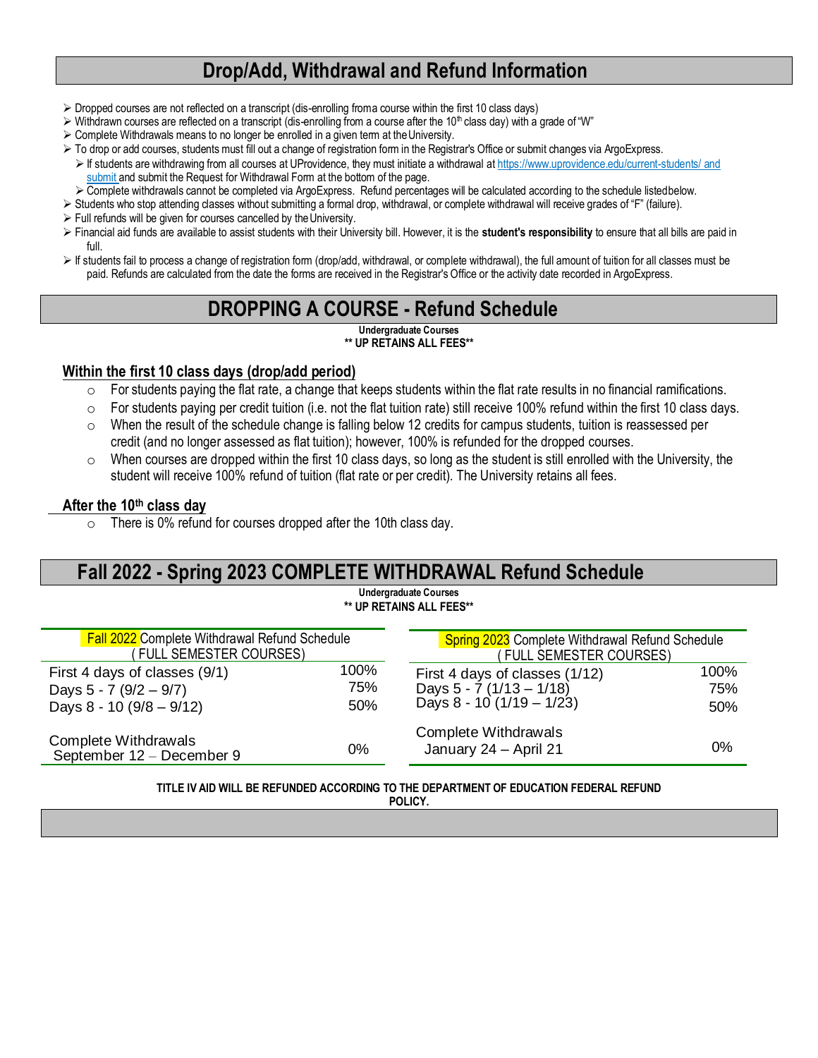# Drop/Add, Withdrawal and Refund Information

- Dropped courses are not reflected on a transcript (dis-enrolling froma course within the first 10 class days)
- Withdrawn courses are reflected on a transcript (dis-enrolling from a course after the 10th class day) with a grade of "W"
- Complete Withdrawals means to no longer be enrolled in a given term at the University.
- To drop or add courses, students must fill out a change of registration form in the Registrar's Office or submit changes via ArgoExpress.
  - If students are withdrawing from all courses at UProvidence, they must initiate a withdrawal at https://www.uprovidence.edu/current-students/ and submit and submit the Request for Withdrawal Form at the bottom of the page.
  - Complete withdrawals cannot be completed via ArgoExpress. Refund percentages will be calculated according to the schedule listed below.
- Students who stop attending classes without submitting a formal drop, withdrawal, or complete withdrawal will receive grades of "F" (failure).
- Full refunds will be given for courses cancelled by the University.
- Financial aid funds are available to assist students with their University bill. However, it is the **student's responsibility** to ensure that all bills are paid in full.
- If students fail to process a change of registration form (drop/add, withdrawal, or complete withdrawal), the full amount of tuition for all classes must be paid. Refunds are calculated from the date the forms are received in the Registrar's Office or the activity date recorded in ArgoExpress.

# DROPPING A COURSE - Refund Schedule

**Undergraduate Courses**
**\*\* UP RETAINS ALL FEES\*\***

### Within the first 10 class days (drop/add period)

- For students paying the flat rate, a change that keeps students within the flat rate results in no financial ramifications.
- For students paying per credit tuition (i.e. not the flat tuition rate) still receive 100% refund within the first 10 class days.
- When the result of the schedule change is falling below 12 credits for campus students, tuition is reassessed per credit (and no longer assessed as flat tuition); however, 100% is refunded for the dropped courses.
- When courses are dropped within the first 10 class days, so long as the student is still enrolled with the University, the student will receive 100% refund of tuition (flat rate or per credit). The University retains all fees.

### After the 10th class day

- There is 0% refund for courses dropped after the 10th class day.

# Fall 2022 - Spring 2023 COMPLETE WITHDRAWAL Refund Schedule

**Undergraduate Courses**
**\*\* UP RETAINS ALL FEES\*\***

| Fall 2022 Complete Withdrawal Refund Schedule (FULL SEMESTER COURSES) | |
|---|---|
| First 4 days of classes (9/1) | 100% |
| Days 5 - 7 (9/2 – 9/7) | 75% |
| Days 8 - 10 (9/8 – 9/12) | 50% |
| Complete Withdrawals September 12 – December 9 | 0% |

| Spring 2023 Complete Withdrawal Refund Schedule (FULL SEMESTER COURSES) | |
|---|---|
| First 4 days of classes (1/12) | 100% |
| Days 5 - 7 (1/13 – 1/18) | 75% |
| Days 8 - 10 (1/19 – 1/23) | 50% |
| Complete Withdrawals January 24 – April 21 | 0% |

**TITLE IV AID WILL BE REFUNDED ACCORDING TO THE DEPARTMENT OF EDUCATION FEDERAL REFUND POLICY.**